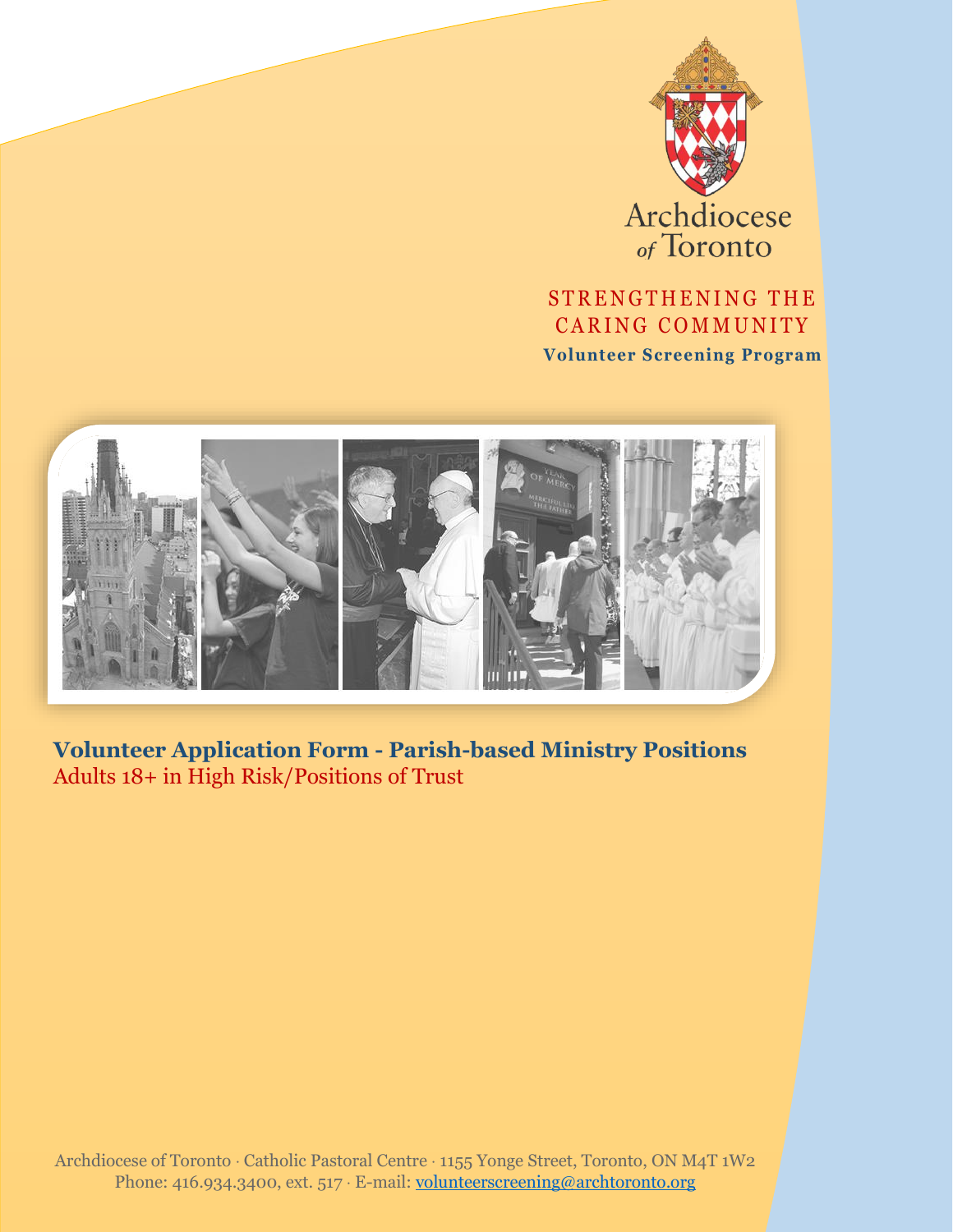Archdiocese of Toronto

STRENGTHENING THE CARING COMMUNITY

**Volunteer Screening Program**

## Volunteer Application Form - Parish-based Ministry Positions

Adults 18+ in High Risk/Positions of Trust

Archdiocese of Toronto · Catholic Pastoral Centre · 1155 Yonge Street, Toronto, ON M4T 1W2
Phone: 416.934.3400, ext. 517 · E-mail: volunteerscreening@archtoronto.org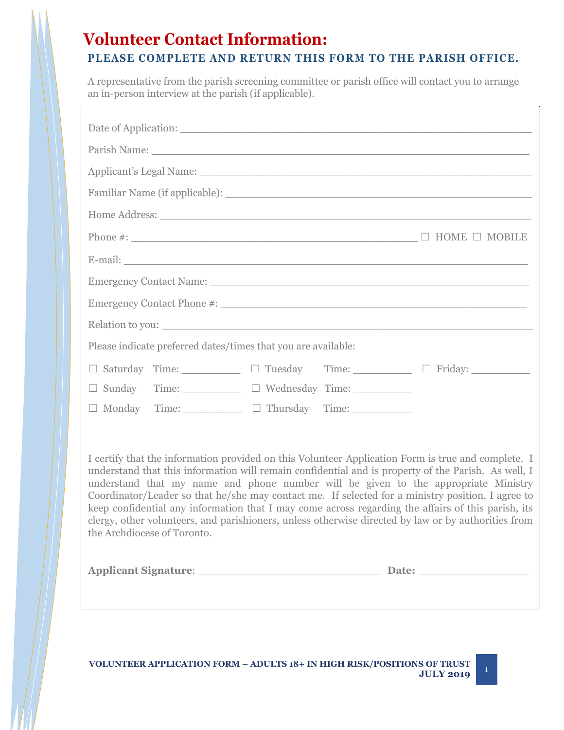# Volunteer Contact Information:

## PLEASE COMPLETE AND RETURN THIS FORM TO THE PARISH OFFICE.

A representative from the parish screening committee or parish office will contact you to arrange an in-person interview at the parish (if applicable).

Date of Application: ___________________________________________________

Parish Name: _________________________________________________________

Applicant's Legal Name: _______________________________________________

Familiar Name (if applicable): __________________________________________

Home Address: ________________________________________________________

Phone #: ____________________________________________ ☐ HOME ☐ MOBILE

E-mail: ______________________________________________________________

Emergency Contact Name: ______________________________________________

Emergency Contact Phone #: ____________________________________________

Relation to you: ______________________________________________________

Please indicate preferred dates/times that you are available:

☐ Saturday Time: __________ ☐ Tuesday Time: __________ ☐ Friday: __________

☐ Sunday Time: __________ ☐ Wednesday Time: __________

☐ Monday Time: __________ ☐ Thursday Time: __________

I certify that the information provided on this Volunteer Application Form is true and complete. I understand that this information will remain confidential and is property of the Parish. As well, I understand that my name and phone number will be given to the appropriate Ministry Coordinator/Leader so that he/she may contact me. If selected for a ministry position, I agree to keep confidential any information that I may come across regarding the affairs of this parish, its clergy, other volunteers, and parishioners, unless otherwise directed by law or by authorities from the Archdiocese of Toronto.

**Applicant Signature**: ____________________________ **Date:** _________________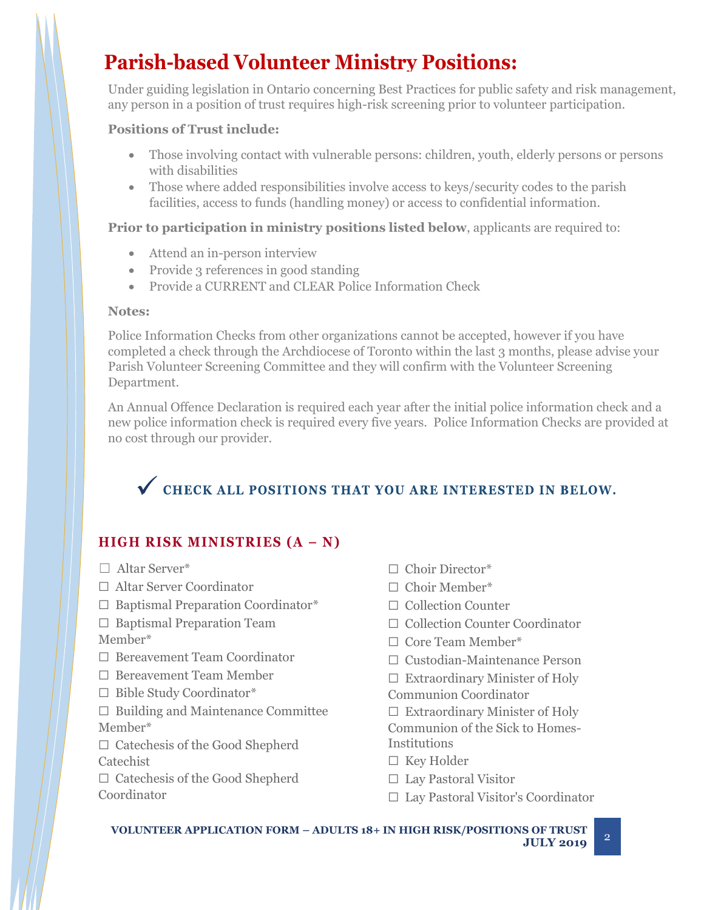# Parish-based Volunteer Ministry Positions:

Under guiding legislation in Ontario concerning Best Practices for public safety and risk management, any person in a position of trust requires high-risk screening prior to volunteer participation.

**Positions of Trust include:**

- Those involving contact with vulnerable persons: children, youth, elderly persons or persons with disabilities
- Those where added responsibilities involve access to keys/security codes to the parish facilities, access to funds (handling money) or access to confidential information.

**Prior to participation in ministry positions listed below**, applicants are required to:

- Attend an in-person interview
- Provide 3 references in good standing
- Provide a CURRENT and CLEAR Police Information Check

**Notes:**

Police Information Checks from other organizations cannot be accepted, however if you have completed a check through the Archdiocese of Toronto within the last 3 months, please advise your Parish Volunteer Screening Committee and they will confirm with the Volunteer Screening Department.

An Annual Offence Declaration is required each year after the initial police information check and a new police information check is required every five years. Police Information Checks are provided at no cost through our provider.

### ✓ CHECK ALL POSITIONS THAT YOU ARE INTERESTED IN BELOW.

## HIGH RISK MINISTRIES (A – N)

☐ Altar Server*
☐ Altar Server Coordinator
☐ Baptismal Preparation Coordinator*
☐ Baptismal Preparation Team Member*
☐ Bereavement Team Coordinator
☐ Bereavement Team Member
☐ Bible Study Coordinator*
☐ Building and Maintenance Committee Member*
☐ Catechesis of the Good Shepherd Catechist
☐ Catechesis of the Good Shepherd Coordinator
☐ Choir Director*
☐ Choir Member*
☐ Collection Counter
☐ Collection Counter Coordinator
☐ Core Team Member*
☐ Custodian-Maintenance Person
☐ Extraordinary Minister of Holy Communion Coordinator
☐ Extraordinary Minister of Holy Communion of the Sick to Homes-Institutions
☐ Key Holder
☐ Lay Pastoral Visitor
☐ Lay Pastoral Visitor's Coordinator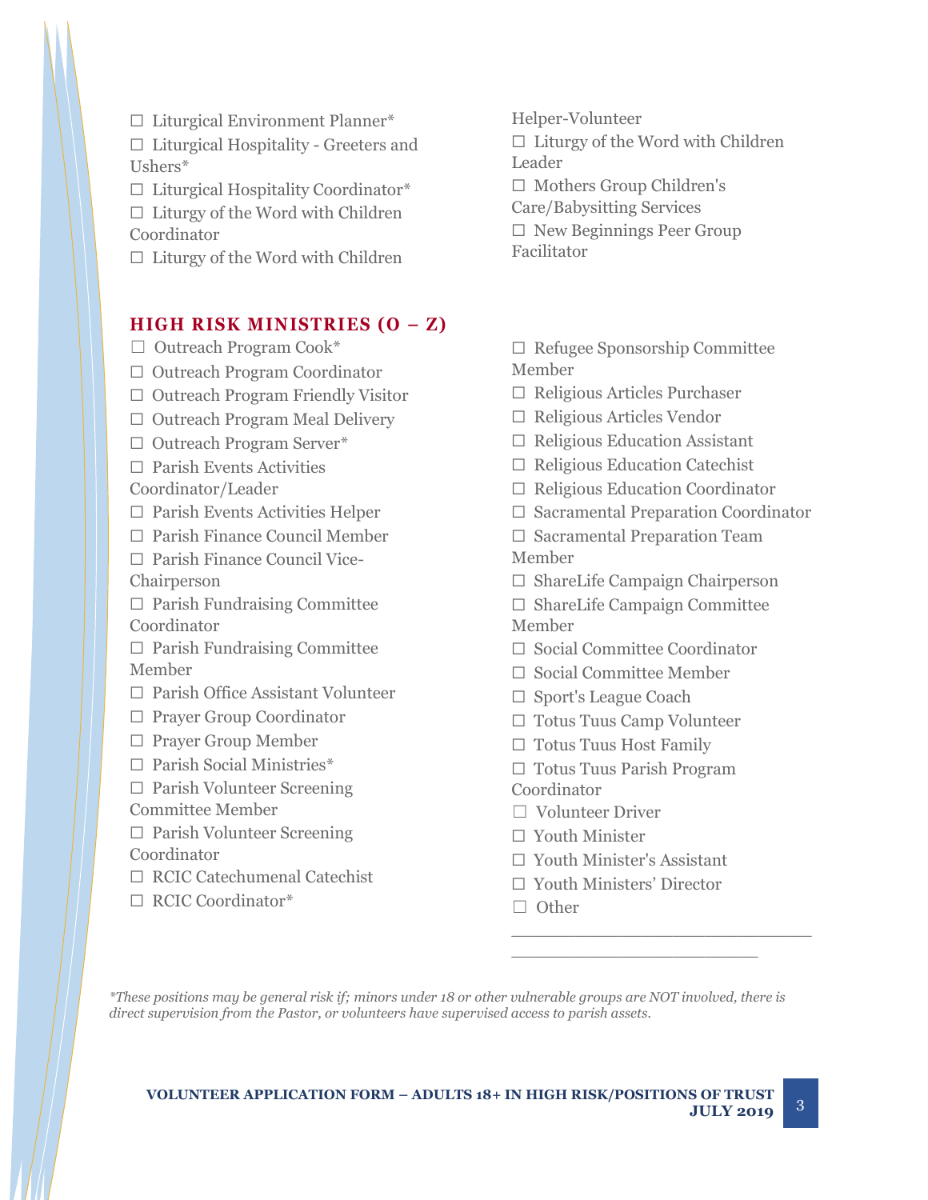☐ Liturgical Environment Planner*
☐ Liturgical Hospitality - Greeters and Ushers*
☐ Liturgical Hospitality Coordinator*
☐ Liturgy of the Word with Children Coordinator
☐ Liturgy of the Word with Children Helper-Volunteer
☐ Liturgy of the Word with Children Leader
☐ Mothers Group Children's Care/Babysitting Services
☐ New Beginnings Peer Group Facilitator

## HIGH RISK MINISTRIES (O – Z)

☐ Outreach Program Cook*
☐ Outreach Program Coordinator
☐ Outreach Program Friendly Visitor
☐ Outreach Program Meal Delivery
☐ Outreach Program Server*
☐ Parish Events Activities Coordinator/Leader
☐ Parish Events Activities Helper
☐ Parish Finance Council Member
☐ Parish Finance Council Vice-Chairperson
☐ Parish Fundraising Committee Coordinator
☐ Parish Fundraising Committee Member
☐ Parish Office Assistant Volunteer
☐ Prayer Group Coordinator
☐ Prayer Group Member
☐ Parish Social Ministries*
☐ Parish Volunteer Screening Committee Member
☐ Parish Volunteer Screening Coordinator
☐ RCIC Catechumenal Catechist
☐ RCIC Coordinator*
☐ Refugee Sponsorship Committee Member
☐ Religious Articles Purchaser
☐ Religious Articles Vendor
☐ Religious Education Assistant
☐ Religious Education Catechist
☐ Religious Education Coordinator
☐ Sacramental Preparation Coordinator
☐ Sacramental Preparation Team Member
☐ ShareLife Campaign Chairperson
☐ ShareLife Campaign Committee Member
☐ Social Committee Coordinator
☐ Social Committee Member
☐ Sport's League Coach
☐ Totus Tuus Camp Volunteer
☐ Totus Tuus Host Family
☐ Totus Tuus Parish Program Coordinator
☐ Volunteer Driver
☐ Youth Minister
☐ Youth Minister's Assistant
☐ Youth Ministers' Director
☐ Other ______________________________
_________________________

*\*These positions may be general risk if; minors under 18 or other vulnerable groups are NOT involved, there is direct supervision from the Pastor, or volunteers have supervised access to parish assets.*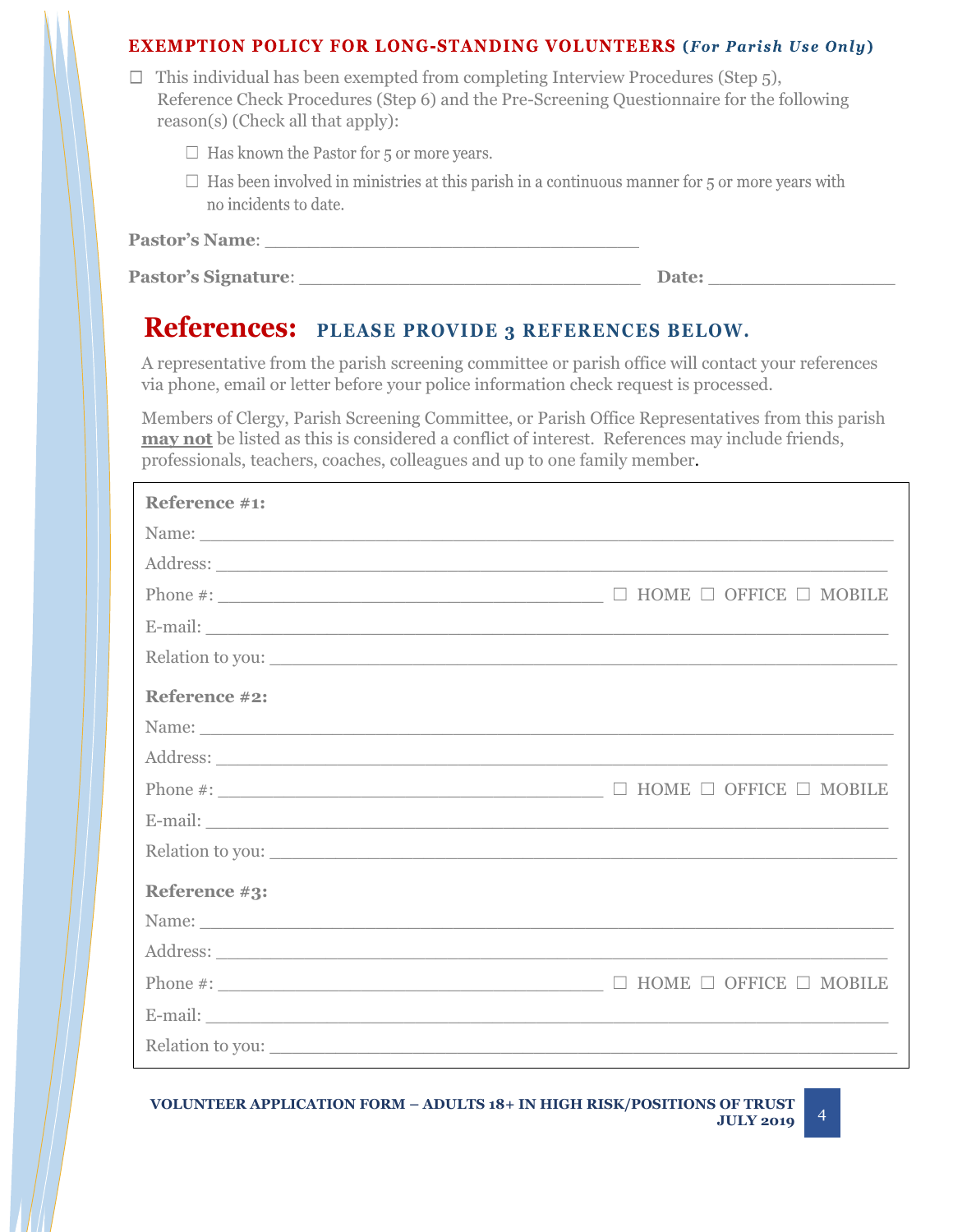## EXEMPTION POLICY FOR LONG-STANDING VOLUNTEERS (*For Parish Use Only*)

☐ This individual has been exempted from completing Interview Procedures (Step 5), Reference Check Procedures (Step 6) and the Pre-Screening Questionnaire for the following reason(s) (Check all that apply):

- ☐ Has known the Pastor for 5 or more years.
- ☐ Has been involved in ministries at this parish in a continuous manner for 5 or more years with no incidents to date.

**Pastor's Name**: ___________________________________

**Pastor's Signature**: ________________________________ **Date:** _________________

# References: PLEASE PROVIDE 3 REFERENCES BELOW.

A representative from the parish screening committee or parish office will contact your references via phone, email or letter before your police information check request is processed.

Members of Clergy, Parish Screening Committee, or Parish Office Representatives from this parish **may not** be listed as this is considered a conflict of interest. References may include friends, professionals, teachers, coaches, colleagues and up to one family member.

**Reference #1:**

Name: ______________________________________________________________

Address: ____________________________________________________________

Phone #: ____________________________________ ☐ HOME ☐ OFFICE ☐ MOBILE

E-mail: _____________________________________________________________

Relation to you: ______________________________________________________

**Reference #2:**

Name: ______________________________________________________________

Address: ____________________________________________________________

Phone #: ____________________________________ ☐ HOME ☐ OFFICE ☐ MOBILE

E-mail: _____________________________________________________________

Relation to you: ______________________________________________________

**Reference #3:**

Name: ______________________________________________________________

Address: ____________________________________________________________

Phone #: ____________________________________ ☐ HOME ☐ OFFICE ☐ MOBILE

E-mail: _____________________________________________________________

Relation to you: ______________________________________________________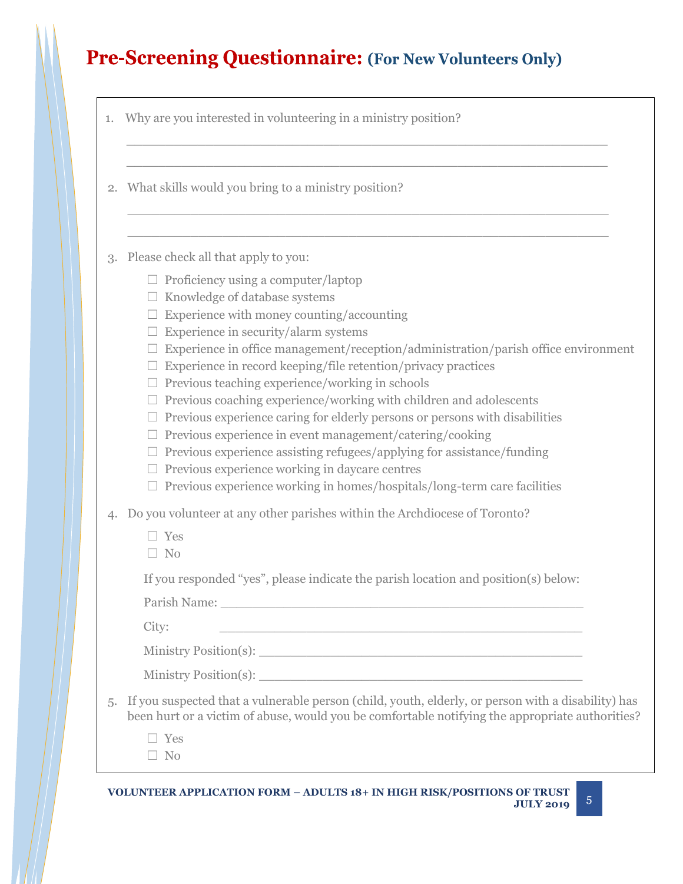# Pre-Screening Questionnaire: **(For New Volunteers Only)**

1. Why are you interested in volunteering in a ministry position?

   ______________________________________________________________

   ______________________________________________________________

2. What skills would you bring to a ministry position?

   ______________________________________________________________

   ______________________________________________________________

3. Please check all that apply to you:

   ☐ Proficiency using a computer/laptop
   ☐ Knowledge of database systems
   ☐ Experience with money counting/accounting
   ☐ Experience in security/alarm systems
   ☐ Experience in office management/reception/administration/parish office environment
   ☐ Experience in record keeping/file retention/privacy practices
   ☐ Previous teaching experience/working in schools
   ☐ Previous coaching experience/working with children and adolescents
   ☐ Previous experience caring for elderly persons or persons with disabilities
   ☐ Previous experience in event management/catering/cooking
   ☐ Previous experience assisting refugees/applying for assistance/funding
   ☐ Previous experience working in daycare centres
   ☐ Previous experience working in homes/hospitals/long-term care facilities

4. Do you volunteer at any other parishes within the Archdiocese of Toronto?

   ☐ Yes
   ☐ No

   If you responded "yes", please indicate the parish location and position(s) below:

   Parish Name: ______________________________________________

   City: ______________________________________________

   Ministry Position(s): ______________________________________________

   Ministry Position(s): ______________________________________________

5. If you suspected that a vulnerable person (child, youth, elderly, or person with a disability) has been hurt or a victim of abuse, would you be comfortable notifying the appropriate authorities?

   ☐ Yes
   ☐ No